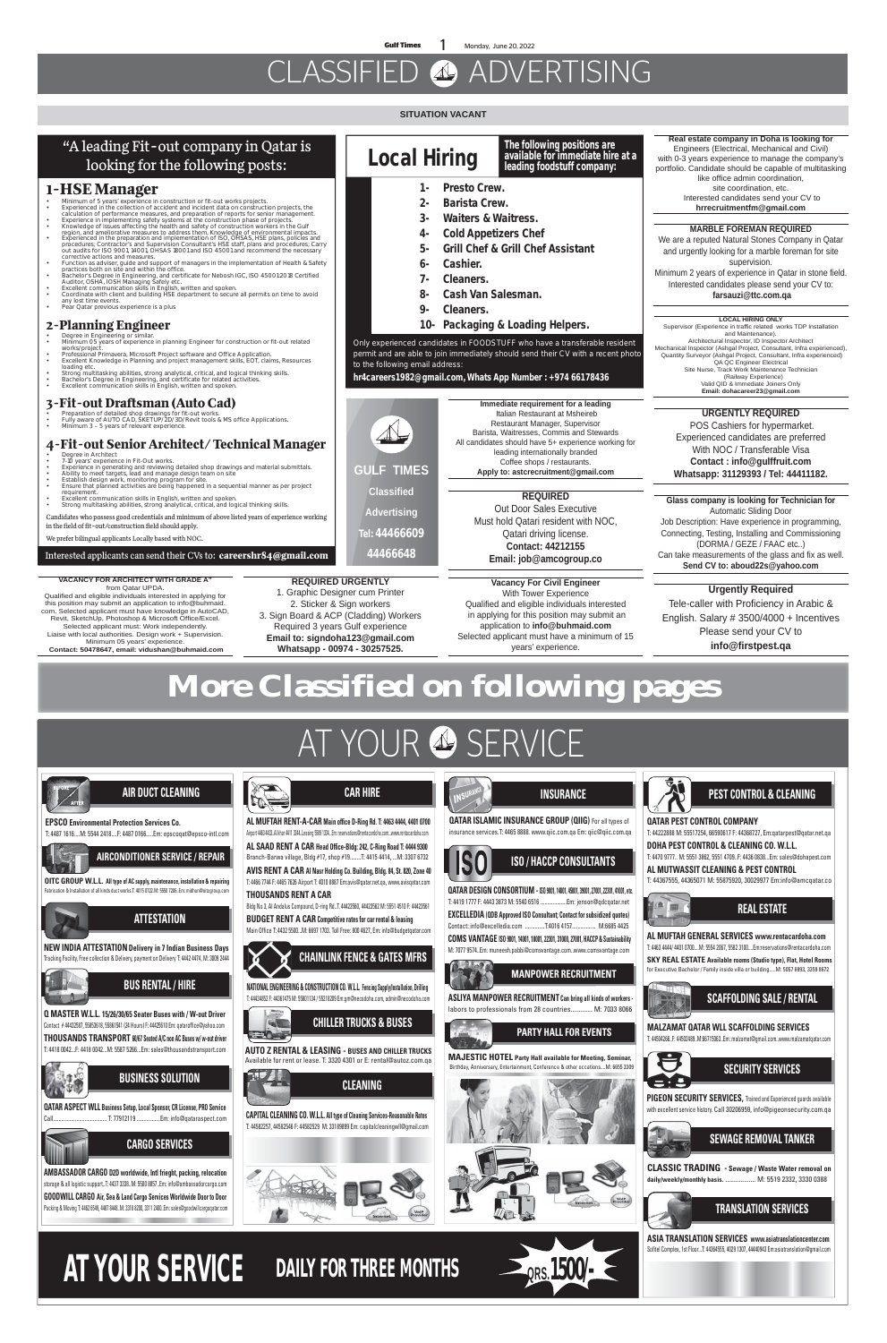# CLASSIFIED ADVERTISING

**SITUATION VACANT**

## "A leading Fit-out company in Qatar is looking for the following posts:

### 1-HSE Manager

- Minimum of 5 years' experience in construction or fit-out works projects.
- Experienced in the collection of accident and incident data on construction projects, the calculation of performance measures, and preparation of reports for senior management.
- Experience in implementing safety systems at the construction phase of projects.
- Knowledge of issues affecting the health and safety of construction workers in the Gulf region, and ameliorative measures to address them. Knowledge of environmental impacts.
- Experienced in the preparation and implementation of ISO, OHSAS, HSE plans, policies and procedures; Contractor's and Supervision Consultant's HSE staff, plans and procedures; Carry out audits for ISO 9001, 14001, OHSAS 18001 and ISO 45001 and recommend the necessary corrective actions and measures.
- Function as adviser, guide and support of managers in the implementation of Health & Safety practices both on site and within the office.
- Bachelor's Degree in Engineering, and certificate for Nebosh IGC, ISO 45001:2018 Certified Auditor, OSHA, IOSH Managing Safely etc.
- Excellent communication skills in English, written and spoken.
- Coordinate with client and building HSE department to secure all permits on time to avoid any lost time events.
- Pear Qatar previous experience is a plus

### 2-Planning Engineer

- Degree in Engineering or similar.
- Minimum 05 years of experience in planning Engineer for construction or fit-out related works/project.
- Professional Primavera, Microsoft Project software and Office Application.
- Excellent Knowledge in Planning and project management skills, EOT, claims, Resources loading etc.
- Strong multitasking abilities, strong analytical, critical, and logical thinking skills.
- Bachelor's Degree in Engineering, and certificate for related activities.
- Excellent communication skills in English, written and spoken.

### 3-Fit-out Draftsman (Auto Cad)

- Preparation of detailed shop drawings for fit-out works.
- Fully aware of AUTO CAD, SKETUP/2D/3D/Revit tools & MS office Applications.
- Minimum 3 – 5 years of relevant experience.

### 4-Fit-out Senior Architect/ Technical Manager

- Degree in Architect
- 7-10 years' experience in Fit-Out works.
- Experience in generating and reviewing detailed shop drawings and material submittals.
- Ability to meet targets, lead and manage design team on site
- Establish design work, monitoring program for site.
- Ensure that planned activities are being happened in a sequential manner as per project requirement.
- Excellent communication skills in English, written and spoken.
- Strong multitasking abilities, strong analytical, critical, and logical thinking skills.

Candidates who possess good credentials and minimum of above listed years of experience working in the field of fit-out/construction field should apply.

We prefer bilingual applicants Locally based with NOC.

Interested applicants can send their CVs to: **careershr84@gmail.com**

---

## Local Hiring

**The following positions are available for immediate hire at a leading foodstuff company:**

1. Presto Crew.
2. Barista Crew.
3. Waiters & Waitress.
4. Cold Appetizers Chef
5. Grill Chef & Grill Chef Assistant
6. Cashier.
7. Cleaners.
8. Cash Van Salesman.
9. Cleaners.
10. Packaging & Loading Helpers.

Only experienced candidates in FOODSTUFF who have a transferable resident permit and are able to join immediately should send their CV with a recent photo to the following email address:

**hr4careers1982@gmail.com, Whats App Number : +974 66178436**

---

**Real estate company in Doha is looking for** Engineers (Electrical, Mechanical and Civil) with 0-3 years experience to manage the company's portfolio. Candidate should be capable of multitasking like office admin coordination, site coordination, etc. Interested candidates send your CV to **hrrecruitmentfm@gmail.com**

---

**MARBLE FOREMAN REQUIRED**

We are a reputed Natural Stones Company in Qatar and urgently looking for a marble foreman for site supervision. Minimum 2 years of experience in Qatar in stone field. Interested candidates please send your CV to: **farsauzi@ttc.com.qa**

---

**LOCAL HIRING ONLY**

Supervisor (Experience in traffic related works TDP Installation and Maintenance).
Architectural Inspector, ID Inspector Architect
Mechanical Inspector (Ashgal Project, Consultant, Infra experienced), Quantity Surveyor (Ashgal Project, Consultant, Infra experienced)
QA QC Engineer Electrical
Site Nurse, Track Work Maintenance Technician (Railway Experience)
Valid QID & Immediate Joiners Only
**Email: dohacareer23@gmail.com**

---

**URGENTLY REQUIRED**

POS Cashiers for hypermarket. Experienced candidates are preferred With NOC / Transferable Visa
**Contact : info@gullfruit.com**
**Whatsapp: 31129393 / Tel: 44411182.**

---

**GULF TIMES Classified Advertising Tel: 44466609 44466648**

---

**Immediate requirement for a leading** Italian Restaurant at Msheireb Restaurant Manager, Supervisor Barista, Waitresses, Commis and Stewards
All candidates should have 5+ experience working for leading internationally branded Coffee shops / restaurants.
**Apply to: astcrecruitment@gmail.com**

---

**REQUIRED**

Out Door Sales Executive
Must hold Qatari resident with NOC, Qatari driving license.
**Contact: 44212155**
**Email: job@amcogroup.co**

---

**Glass company is looking for Technician for** Automatic Sliding Door
Job Description: Have experience in programming, Connecting, Testing, Installing and Commissioning (DORMA / GEZE / FAAC etc..)
Can take measurements of the glass and fix as well.
**Send CV to: aboud22s@yahoo.com**

---

**VACANCY FOR ARCHITECT WITH GRADE A"** from Qatar UPDA.
Qualified and eligible individuals interested in applying for this position may submit an application to info@buhmaid.com. Selected applicant must have knowledge in AutoCAD, Revit, SketchUp, Photoshop & Microsoft Office/Excel. Selected applicant must: Work independently. Liaise with local authorities. Design work + Supervision. Minimum 05 years' experience.
**Contact: 50478647, email: vidushan@buhmaid.com**

---

**REQUIRED URGENTLY**

1. Graphic Designer cum Printer
2. Sticker & Sign workers
3. Sign Board & ACP (Cladding) Workers

Required 3 years Gulf experience
**Email to: signdoha123@gmail.com**
**Whatsapp - 00974 - 30257525.**

---

**Vacancy For Civil Engineer**

With Tower Experience
Qualified and eligible individuals interested in applying for this position may submit an application to **info@buhmaid.com**
Selected applicant must have a minimum of 15 years' experience.

---

**Urgently Required**

Tele-caller with Proficiency in Arabic & English. Salary # 3500/4000 + Incentives
Please send your CV to
**info@firstpest.qa**

---

# More Classified on following pages

# AT YOUR SERVICE

## AIR DUCT CLEANING

**EPSCO Environmental Protection Services Co.**
T: 4487 1616....M: 5544 2418....F: 4487 0166.....Em: epscoqat@epsco-intl.com

## AIRCONDITIONER SERVICE / REPAIR

**OITC GROUP W.L.L. All type of AC supply, maintenance, installation & repairing**
Fabrication & Installation of all kinds duct works.T: 4015 0722.M: 5550 7286..Em: m@oitcgroup.com

## ATTESTATION

**NEW INDIA ATTESTATION Delivery in 7 Indian Business Days**
Tracking Facility, Free collection & Delivery, payment on Delivery T: 4442 4474, M: 3309 2444

## BUS RENTAL / HIRE

**Q MASTER W.L.L. 15/26/30/65 Seater Buses with / W-out Driver**
Contact: # 44422507, 55853618, 55861541 (24 Hours) F: 44425610 Em: qatarofice@yahoo.com
**THOUSANDS TRANSPORT 60/67 Seated A/C non AC Buses w/ w-out driver**
T: 4418 0042....F: 4418 0042....M: 5587 5266....Em: sales@thousandstransport.com

## BUSINESS SOLUTION

**QATAR ASPECT WLL Business Setup, Local Sponsor, CR License, PRO Service**
Call................................ T: 77912119 ..............Em: info@qataraspect.com

## CARGO SERVICES

**AMBASSADOR CARGO D2D worldwide, Intl frieght, packing, relocation**
storage & all logistic support..T: 4437 3338..M: 5500 8857 ..Em: info@ambassadorcargo.com
**GOODWILL CARGO Air, Sea & Land Cargo Services Worldwide Door to Door**
Packing & Moving T: 4462 8549, 4487 8448..M: 3318 6208, 3311 2400..Em: sales@goodwillcargoqatar.com

## CAR HIRE

**AL MUFTAH RENT-A-CAR Main office D-Ring Rd. T: 4463 4444, 4401 0700**
Airport 4463 4433, Al Khor 4411 3344, Leasing 5589 1324..Em: reservations@rentacardoha.com..www.rentacardoha.com
**AL SAAD RENT A CAR Head Office-Bldg: 242, C-Ring Road T: 4444 9300**
Branch-Barwa village, Bldg #17, shop #19.......T: 4415 4414.....M: 3307 6732
**AVIS RENT A CAR Al Nasr Holding Co. Building, Bldg. 84, St. 820, Zone 40**
T: 4466 7744 F: 4465 7626 Airport T: 4010 8887 Em:avis@qatar.net.qa, www.avisqatar.com
**THOUSANDS RENT A CAR**
Bldg No 3, Al Andalus Compound, D-ring Rd..T: 44423560, 44423562 M: 5551 4510 F: 44423561
**BUDGET RENT A CAR Competitive rates for car rental & leasing**
Main Office T: 4432 5500...M: 6697 1703. Toll Free: 800 4627, Em: info@budgetqatar.com

## CHAINLINK FENCE & GATES MFRS

**NATIONAL ENGINEERING & CONSTRUCTION CO. W.L.L. Fencing Supply/Installation, Drilling**
T: 44434852 F: 44381475 M: 55801134 / 55218285 Em:gm@necodoha.com, admin@necodoha.com

## CHILLER TRUCKS & BUSES

**AUTO Z RENTAL & LEASING - BUSES AND CHILLER TRUCKS**
Available for rent or lease. T: 3320 4301 or E: rental@autoz.com.qa

## CLEANING

**CAPITAL CLEANING CO. W.L.L. All type of Cleaning Services-Reasonable Rates**
T: 44582257, 44582546 F: 44582529 M: 33189899 Em: capitalcleaningwll@gmail.com

## INSURANCE

**QATAR ISLAMIC INSURANCE GROUP (QIIG)** For all types of insurance services.T: 4465 8888. www.qiic.com.qa Em: qiic@qiic.com.qa

## ISO / HACCP CONSULTANTS

**QATAR DESIGN CONSORTIUM - ISO 9001, 14001, 45001, 39001, 27001, 22301, 41001, etc.**
T: 4419 1777 F: 4443 3873 M: 5540 6516 ...............Em: jenson@qdcqatar.net
**EXCELLEDIA (QDB Approved ISO Consultant; Contact for subsidized quotes)**
Contact: info@excelledia.com ..........T:4016 4157.............. M:6685 4425
**COMS VANTAGE ISO 9001, 14001, 18001, 22301, 31000, 27001, HACCP & Sustainability**
M: 7077 9574. Em: muneesh.pabbi@comsvantage.com..www.comsvantage.com

## MANPOWER RECRUITMENT

**ASLIYA MANPOWER RECRUITMENT Can bring all kinds of workers -**
labors to professionals from 28 countries............ M: 7033 8066

## PARTY HALL FOR EVENTS

**MAJESTIC HOTEL Party Hall available for Meeting, Seminar,**
Birthday, Anniversary, Entertainment, Conference & other occations....M: 6655 3309

## PEST CONTROL & CLEANING

**QATAR PEST CONTROL COMPANY**
T: 44222888 M: 55517254, 66590617 F: 44368727, Em:qatarpest@qatar.net.qa
**DOHA PEST CONTROL & CLEANING CO. W.L.L.**
T: 4470 9777... M: 5551 3862, 5551 4709, F: 4436 0838...Em: sales@dohapest.com
**AL MUTWASSIT CLEANING & PEST CONTROL**
T: 44367555, 44365071 M: 55875920, 30029977 Em:info@amcqatar.co

## REAL ESTATE

**AL MUFTAH GENERAL SERVICES www.rentacardoha.com**
T: 4463 4444/ 4401 0700....M: 5554 2067, 5582 3100....Em:reservations@rentacardoha.com
**SKY REAL ESTATE Available rooms (Studio type), Flat, Hotel Rooms**
for Executive Bachelor / Family inside villa or building......M: 5057 6993, 3359 8672

## SCAFFOLDING SALE / RENTAL

**MALZAMAT QATAR WLL SCAFFOLDING SERVICES**
T: 44504266, F: 44501488, M:66715063, Em: malzamat@gmail.com..www.malzamatqatar.com

## SECURITY SERVICES

**PIGEON SECURITY SERVICES,** Trained and Experienced guards available with excellent service history. Call 30206959, info@pigeonsecurity.com.qa

## SEWAGE REMOVAL TANKER

**CLASSIC TRADING - Sewage / Waste Water removal on daily/weekly/monthly basis.** ............... M: 5519 2332, 3330 0388

## TRANSLATION SERVICES

**ASIA TRANSLATION SERVICES www.asiatranslationcenter.com**
Sofitel Complex, 1st Floor...T: 4438 4555, 4029 1307, 44440943 Em:asiatranslation@gmail.com

---

# AT YOUR SERVICE DAILY FOR THREE MONTHS QRS. 1500/-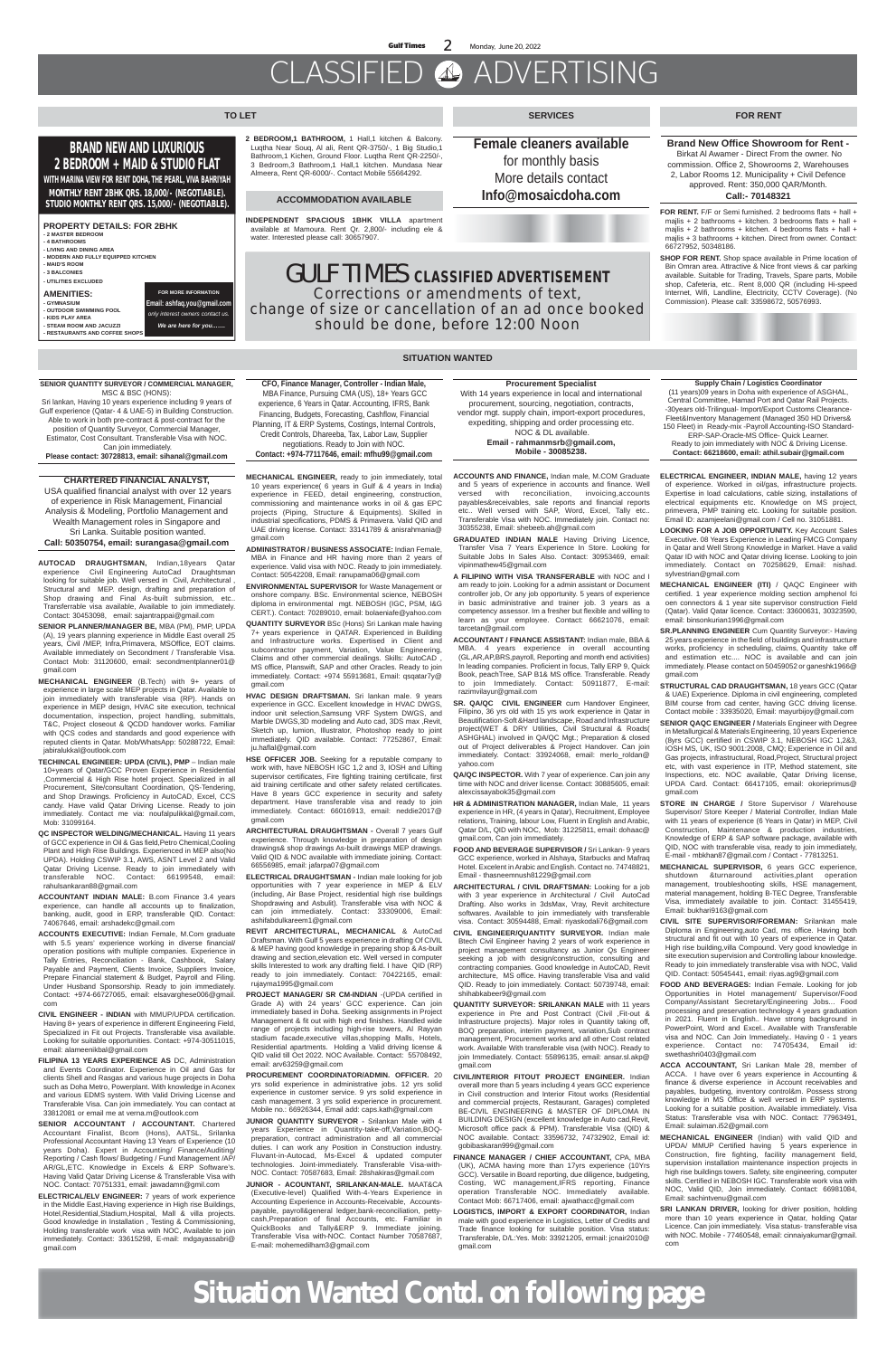# CLASSIFIED ADVERTISING

## TO LET

**BRAND NEW AND LUXURIOUS 2 BEDROOM + MAID & STUDIO FLAT**

**WITH MARINA VIEW FOR RENT DOHA, THE PEARL, VIVA BAHRIYAH**

**MONTHLY RENT 2BHK QRS. 18,000/- (NEGOTIABLE). STUDIO MONTHLY RENT QRS. 15,000/- (NEGOTIABLE).**

**PROPERTY DETAILS: FOR 2BHK**
- 2 MASTER BEDROOM
- 4 BATHROOMS
- LIVING AND DINING AREA
- MODERN AND FULLY EQUIPPED KITCHEN
- MAID'S ROOM
- 3 BALCONIES
- UTILITIES EXCLUDED

**AMENITIES:**
- GYMNASIUM
- OUTDOOR SWIMMING POOL
- KIDS PLAY AREA
- STEAM ROOM AND JACUZZI
- RESTAURANTS AND COFFEE SHOPS

FOR MORE INFORMATION
Email: ashfaq.you@gmail.com
only interest owners contact us.
We are here for you.......

**2 BEDROOM,1 BATHROOM,** 1 Hall,1 kitchen & Balcony. Luqtha Near Souq, Al ali, Rent QR-3750/-, 1 Big Studio,1 Bathroom,1 Kichen, Ground Floor. Luqtha Rent QR-2250/-, 3 Bedroom,3 Bathroom,1 Hall,1 kitchen. Mundasa Near Almeera, Rent QR-6000/-. Contact Mobile 55664292.

## ACCOMMODATION AVAILABLE

**INDEPENDENT SPACIOUS 1BHK VILLA** apartment available at Mamoura. Rent Qr. 2,800/- including ele & water. Interested please call: 30657907.

## SERVICES

**Female cleaners available**
for monthly basis
More details contact
**Info@mosaicdoha.com**

## FOR RENT

**Brand New Office Showroom for Rent -**
Birkat Al Awamer - Direct From the owner. No commission. Office 2, Showrooms 2, Warehouses 2, Labor Rooms 12. Municipality + Civil Defence approved. Rent: 350,000 QAR/Month.
**Call:- 70148321**

**FOR RENT.** F/F or Semi furnished. 2 bedrooms flat + hall + majlis + 2 bathrooms + kitchen. 3 bedrooms flats + hall + majlis + 2 bathrooms + kitchen. 4 bedrooms flats + hall + majlis + 3 bathrooms + kitchen. Direct from owner. Contact: 66727952, 50348186.

**SHOP FOR RENT.** Shop space available in Prime location of Bin Omran area. Attractive & Nice front views & car parking available. Suitable for Trading, Travels, Spare parts, Mobile shop, Cafeteria, etc.. Rent 8,000 QR (including Hi-speed Internet, Wifi, Landline, Electricity, CCTV Coverage). (No Commission). Please call: 33598672, 50576993.

**GULF TIMES CLASSIFIED ADVERTISEMENT**
Corrections or amendments of text, change of size or cancellation of an ad once booked should be done, before 12:00 Noon

## SITUATION WANTED

**SENIOR QUANTITY SURVEYOR / COMMERCIAL MANAGER,** MSC & BSC (HONS):
Sri lankan, Having 10 years experience including 9 years of Gulf experience (Qatar- 4 & UAE-5) in Building Construction. Able to work in both pre-contract & post-contract for the position of Quantity Surveyor, Commercial Manager, Estimator, Cost Consultant. Transferable Visa with NOC. Can join immediately.
**Please contact: 30728813, email: sihanal@gmail.com**

**CFO, Finance Manager, Controller - Indian Male,**
MBA Finance, Pursuing CMA (US), 18+ Years GCC experience, 6 Years in Qatar, Accounting, IFRS, Bank Financing, Budgets, Forecasting, Cashflow, Financial Planning, IT & ERP Systems, Costings, Internal Controls, Credit Controls, Dhareeba, Tax, Labor Law, Supplier negotiations. Ready to Join with NOC.
**Contact: +974-77117646, email: mfhu99@gmail.com**

**Procurement Specialist**
With 14 years experience in local and international procurement, sourcing, negotiation, contracts, vendor mgt. supply chain, import-export procedures, expediting, shipping and order processing etc. NOC & DL available.
**Email - rahmanmsrb@gmail.com, Mobile - 30085238.**

**Supply Chain / Logistics Coordinator**
(11 years)09 years in Doha with experience of ASGHAL, Central Committee, Hamad Port and Qatar Rail Projects. -30years old-Trilingual- Import/Export Customs Clearance-Fleet&Inventory Management (Managed 350 HD Drivers& 150 Fleet) in Ready-mix -Payroll Accounting-ISO Standard-ERP-SAP-Oracle-MS Office- Quick Learner. Ready to join immediately with NOC & Driving License.
**Contact: 66218600, email: athil.subair@gmail.com**

**CHARTERED FINANCIAL ANALYST,**
USA qualified financial analyst with over 12 years of experience in Risk Management, Financial Analysis & Modeling, Portfolio Management and Wealth Management roles in Singapore and Sri Lanka. Suitable position wanted.
**Call: 50350754, email: surangasa@gmail.com**

**AUTOCAD DRAUGHTSMAN,** Indian,18years Qatar experience Civil Engineering AutoCad Draughtsman looking for suitable job. Well versed in Civil, Architectural , Structural and MEP. design, drafting and preparation of Shop drawing and Final As-built submission, etc.. Transferable visa available, Available to join immediately. Contact: 30453098, email: sajantrappai@gmail.com

**SENIOR PLANNER/MANAGER BE,** MBA (PM), PMP, UPDA (A), 19 years planning experience in Middle East overall 25 years, Civil /MEP, Infra,Primavera, MSOffice, EOT claims. Available immediately on Secondment / Transferable Visa. Contact Mob: 31120600, email: secondmentplanner01@ gmail.com

**MECHANICAL ENGINEER** (B.Tech) with 9+ years of experience in large scale MEP projects in Qatar. Available to join immediately with transferable visa (RP). Hands on experience in MEP design, HVAC site execution, technical documentation, inspection, project handling, submittals, T&C, Project closeout & QCDD handover works. Familiar with QCS codes and standards and good experience with reputed clients in Qatar. Mob/WhatsApp: 50288722, Email: jabiralukkal@outlook.com

**TECHINCAL ENGINEER: UPDA (CIVIL), PMP** – Indian male 10+years of Qatar/GCC Proven Experience in Residential ,Commercial & High Rise hotel project. Specialized in all Procurement, Site/consultant Coordination, QS-Tendering, and Shop Drawings. Proficiency in AutoCAD, Excel, CCS candy. Have valid Qatar Driving License. Ready to join immediately. Contact me via: noufalpulikkal@gmail.com, Mob: 31099164.

**QC INSPECTOR WELDING/MECHANICAL.** Having 11 years of GCC experience in Oil & Gas field,Petro Chemical,Cooling Plant and High Rise Buildings. Experienced in MEP also(No UPDA). Holding CSWIP 3.1, AWS, ASNT Level 2 and Valid Qatar Driving License. Ready to join immediately with transferable NOC. Contact: 66199548, email: rahulsankaran88@gmail.com

**ACCOUNTANT INDIAN MALE:** B.com Finance 3.4 years experience, can handle all accounts up to finalization, banking, audit, good in ERP, transferable QID. Contact: 74067646, email: arshadekc@gmail.com

**ACCOUNTS EXECUTIVE:** Indian Female, M.Com graduate with 5.5 years' experience working in diverse financial/ operation positions with multiple companies. Experience in Tally Entries, Reconciliation - Bank, Cashbook, Salary Payable and Payment, Clients Invoice, Suppliers Invoice, Prepare Financial statement & Budget, Payroll and Filing. Under Husband Sponsorship. Ready to join immediately. Contact: +974-66727065, email: elsavarghese006@gmail. com

**CIVIL ENGINEER - INDIAN** with MMUP/UPDA certification. Having 8+ years of experience in different Engineering Field, Specialized in Fit out Projects. Transferable visa available. Looking for suitable opportunities. Contact: +974-30511015, email: alameenikbal@gmail.com

**FILIPINA 13 YEARS EXPERIENCE AS** DC, Administration and Events Coordinator. Experience in Oil and Gas for clients Shell and Rasgas and various huge projects in Doha such as Doha Metro, Powerplant. With knowledge in Aconex and various EDMS system. With Valid Driving License and Transferable Visa. You can contact me at 33812081 or email me at verna.m@outlook.com

**SENIOR ACCOUNTANT / ACCOUNTANT.** Chartered Accountant Finalist, Bcom (Hons), AATSL, Srilanka Professional Accountant Having 13 Years of Experience (10 years Doha). Expert in Accounting/ Finance/Auditing/ Reporting / Cash flows/ Budgeting / Fund Management /AP/ AR/GL,ETC. Knowledge in Excels & ERP Software's. Having Valid Qatar Driving License & Transferable Visa with NOC. Contact: 70751331, email: jawadamn@gmil.com

**ELECTRICAL/ELV ENGINEER:** 7 years of work experience in the Middle East,Having experience in High rise Buildings, Hotel,Residential,Stadium,Hospital, Mall & villa projects. Good knowledge in Installation , Testing & Commissioning, Holding transferable work visa with NOC, Available to join immediately. Contact: 33615298, E-mail: mdgayassabri@ gmail.com

**MECHANICAL ENGINEER,** ready to join immediately, total 10 years experience( 6 years in Gulf & 4 years in India) experience in FEED, detail engineering, construction, commissioning and maintenance works in oil & gas EPC projects (Piping, Structure & Equipments). Skilled in industrial specifications, PDMS & Primavera. Valid QID and UAE driving license. Contact: 33141789 & anisrahmania@ gmail.com

**ADMINISTRATOR / BUSINESS ASSOCIATE:** Indian Female, MBA in Finance and HR having more than 2 years of experience. Valid visa with NOC. Ready to join immediately. Contact: 50542208, Email: ranupama06@gmail.com

**ENVIRONMENTAL SUPERVISOR** for Waste Management or onshore company. BSc. Environmental science, NEBOSH diploma in environmental mgt. NEBOSH (IGC, PSM, I&G CERT.). Contact: 70289010, email: bolaeniafe@yahoo.com

**QUANTITY SURVEYOR** BSc (Hons) Sri Lankan male having 7+ years experience in QATAR. Experienced in Building and Infrastructure works. Expertised in Client and subcontractor payment, Variation, Value Engineering, Claims and other commercial dealings. Skills: AutoCAD , MS office, Planswift, SAP and other Oracles. Ready to join immediately. Contact: +974 55913681, Email: qsqatar7y@ gmail.com

**HVAC DESIGN DRAFTSMAN.** Sri lankan male. 9 years experience in GCC. Excellent knowledge in HVAC DWGS, indoor unit selection,Samsung VRF System DWGS, and Marble DWGS,3D modeling and Auto cad, 3DS max, Revit, Sketch up, lumion, Illustrator, Photoshop ready to joint immediately. QID available. Contact: 77252867, Email: ju.haflal@gmail.com

**HSE OFFICER JOB.** Seeking for a reputable company to work with, have NEBOSH IGC 1,2 and 3, IOSH and Lifting supervisor certificates, Fire fighting training certificate, first aid training certificate and other safety related certificates. Have 8 years GCC experience in security and safety department. Have transferable visa and ready to join immediately. Contact: 66016913, email: neddie2017@ gmail.com

**ARCHITECTURAL DRAUGHTSMAN -** Overall 7 years Gulf experience. Through knowledge in preparation of design drawings& shop drawings As-built drawings MEP drawings. Valid QID & NOC available with immediate joining. Contact: 66556985, email: jafarpa07@gmail.com

**ELECTRICAL DRAUGHTSMAN -** Indian male looking for job opportunities with 7 year experience in MEP & ELV (including, Air Base Project, residential high rise buildings Shopdrawing and Asbuilt). Transferable visa with NOC & can join immediately. Contact: 33309006, Email: ashifabdulkareem1@gmail.com

**REVIT ARCHITECTURAL, MECHANICAL** & AutoCad Draftsman. With Gulf 5 years experience in drafting Of CIVIL & MEP having good knowledge in preparing shop & As-built drawing and section,elevation etc. Well versed in computer skills Interested to work any drafting field. I have QID (RP) ready to join immediately. Contact: 70422165, email: rujayma1995@gmail.com

**PROJECT MANAGER/ SR CM-INDIAN** -(UPDA certified in Grade A) with 24 years' GCC experience. Can join immediately based in Doha. Seeking assignments in Project Management & fit out with high end finishes. Handled wide range of projects including high-rise towers, Al Rayyan stadium facade,executive villas,shopping Malls, Hotels, Residential apartments. Holding a Valid driving license & QID valid till Oct 2022. NOC Available. Contact: 55708492, email: arv63259@gmail.com

**PROCUREMENT COORDINATOR/ADMIN. OFFICER.** 20 yrs solid experience in administrative jobs. 12 yrs solid experience in customer service. 9 yrs solid experience in cash management. 3 yrs solid experience in procurement. Mobile no.: 66926344, Email add: caps.kath@gmail.com

**JUNIOR QUANTITY SURVEYOR -** Srilankan Male with 4 years Experience in Quantity-take-off,Variation,BOQ-preparation, contract administration and all commercial duties. I can work any Position in Construction industry. Fluvant-in-Autocad, Ms-Excel & updated computer technologies. Joint-immediately. Transferable Visa-with-NOC. Contact: 70587683, Email: 28shakiras@gmail.com

**JUNIOR - ACOUNTANT, SRILANKAN-MALE.** MAAT&CA (Executive-level) Qualified With-4-years Experience in Accounting Experience in Accounts-Receivable, Accounts-payable, payroll&general ledger,bank-reconciliation, petty-cash,Preparation of final Accounts, etc. Familiar in QuickBooks and Tally&ERP 9. Immediate joining. Transferable Visa with-NOC. Contact Number 70587687, E-mail: mohemedilham3@gmail.com

**ACCOUNTS AND FINANCE,** Indian male, M.COM Graduate and 5 years of experience in accounts and finance. Well versed with reconciliation, invoicing,accounts payables&receivables, sale reports and financial reports etc.. Well versed with SAP, Word, Excel, Tally etc.. Transferable Visa with NOC. Immediately join. Contact no: 30355238, Email: shebeeb.ah@gmail.com

**GRADUATED INDIAN MALE** Having Driving Licence, Transfer Visa 7 Years Experience In Store. Looking for Suitable Jobs In Sales Also. Contact: 30953469, email: vipinmathew45@gmail.com

**A FILIPINO WITH VISA TRANSFERABLE** with NOC and I am ready to join. Looking for a admin assistant or Document controller job, Or any job opportunity. 5 years of experience in basic administrative and trainer job. 3 years as a competency assessor. Im a fresher but flexible and willing to learn as your employee. Contact: 66621076, email: tarcetan@gmail.com

**ACCOUNTANT / FINANCE ASSISTANT:** Indian male, BBA & MBA. 4 years experience in overall accounting (GL,AR,AP,BRS,payroll, Reporting and month end activities) In leading companies. Proficient in focus, Tally ERP 9, Quick Book, peachTree, SAP B1& MS office. Transferable. Ready to join Immediately. Contact: 50911877, E-mail: razimvilayur@gmail.com

**SR. QA/QC CIVIL ENGINEER** cum Handover Engineer, Filipino, 36 yrs old with 15 yrs work experience in Qatar in Beautification-Soft &Hard landscape, Road and Infrastructure project(WET & DRY Utilities, Civil Structural & Roads( ASHGHAL) involved in QA/QC Mgt.; Preparation & closed out of Project deliverables & Project Handover. Can join immediately. Contact: 33924068, email: merlo_roldan@ yahoo.com

**QA/QC INSPECTOR.** With 7 year of experience. Can join any time with NOC and driver license. Contact: 30885605, email: alexcissayabok35@gmail.com

**HR & ADMINISTRATION MANAGER,** Indian Male, 11 years experience in HR, (4 years in Qatar), Recruitment, Employee relations, Training, labour Law, Fluent in English and Arabic, Qatar D/L, QID with NOC, Mob: 31225811, email: dohaac@ gmail.com, Can join immediately.

**FOOD AND BEVERAGE SUPERVISOR /** Sri Lankan- 9 years GCC experience, worked in Alshaya, Starbucks and Mafraq Hotel. Excelent in Arabic and English. Contact no. 74748821, Email - thasneemnush81229@gmail.com

**ARCHITECTURAL / CIVIL DRAFTSMAN:** Looking for a job with 3 year experience in Architectural / Civil AutoCad Drafting. Also works in 3dsMax, Vray, Revit architecture softwares. Available to join immediately with transferable visa. Contact: 30594488, Email: niyaskodali76@gmail.com

**CIVIL ENGINEER/QUANTITY SURVEYOR.** Indian male Btech Civil Engineer having 2 years of work experience in project management consultancy as Junior Qs Engineer seeking a job with design/construction, consulting and contracting companies. Good knowledge in AutoCAD, Revit architecture, MS office. Having transferable Visa and valid QID. Ready to join immediately. Contact: 50739748, email: shihabkabeer9@gmail.com

**QUANTITY SURVEYOR: SRILANKAN MALE** with 11 years experience in Pre and Post Contract (Civil ,Fit-out & Infrastructure projects). Major roles in Quantity taking off, BOQ preparation, interim payment, variation,Sub contract management, Procurement works and all other Cost related work. Available With transferable visa (with NOC). Ready to join Immediately. Contact: 55896135, email: ansar.sl.akp@ gmail.com

**CIVIL/INTERIOR FITOUT PROJECT ENGINEER.** Indian overall more than 5 years including 4 years GCC experience in Civil construction and Interior Fitout works (Residential and commercial projects, Restaurant, Garages) completed BE-CIVIL ENGINEERING & MASTER OF DIPLOMA IN BUILDING DESIGN (excellent knowledge in Auto cad,Revit, Microsoft office pack & PPM). Transferable Visa (QID) & NOC available. Contact: 33596732, 74732902, Email id: gobibaskaran999@gmail.com

**FINANCE MANAGER / CHIEF ACCOUNTANT,** CPA, MBA (UK), ACMA having more than 17yrs experience (10Yrs GCC). Versatile in Board reporting, due diligence, budgeting, Costing, WC management,IFRS reporting, Finance operation Transferable NOC. Immediately available. Contact Mob: 66717406, email: ajwathacc@gmail.com

**LOGISTICS, IMPORT & EXPORT COORDINATOR,** Indian male with good experience in Logistics, Letter of Credits and Trade finance looking for suitable position. Visa status: Transferable, D/L:Yes. Mob: 33921205, email: jcnair2010@ gmail.com

**ELECTRICAL ENGINEER, INDIAN MALE,** having 12 years of experience. Worked in oil/gas, infrastructure projects. Expertise in load calculations, cable sizing, installations of electrical equipments etc. Knowledge on MS project, primevera, PMP training etc. Looking for suitable position. Email ID: azamjeelani@gmail.com / Cell no. 31051881.

**LOOKING FOR A JOB OPPORTUNITY.** Key Account Sales Executive. 08 Years Experience in Leading FMCG Company in Qatar and Well Strong Knowledge in Market. Have a valid Qatar ID with NOC and Qatar driving license. Looking to join immediately. Contact on 70258629, Email: nishad. sylvestrian@gmail.com

**MECHANICAL ENGINEER (ITI) /** QAQC Engineer with certified. 1 year experience molding section amphenol fci oen connectors & 1 year site supervisor construction Field (Qatar). Valid Qatar licence. Contact: 33600631, 30323590, email: binsonkurian1996@gmail.com

**SR.PLANNING ENGINEER** Cum Quantity Surveyor:- Having 25 years experience in the field of buildings and infrastructure works, proficiency in scheduling, claims, Quantity take off and estimation etc.... NOC is available and can join immediately. Please contact on 50459052 or ganeshk1966@ gmail.com

**STRUCTURAL CAD DRAUGHTSMAN,** 18 years GCC (Qatar & UAE) Experience. Diploma in civil engineering, completed BIM course from cad center, having GCC driving license. Contact mobile : 33935020, Email: mayurbijoy@gmail.com

**SENIOR QAQC ENGINEER /** Materials Engineer with Degree in Metallurgical & Materials Engineering, 10 years Experience (8yrs GCC) certified in CSWIP 3.1, NEBOSH IGC 1,2&3, IOSH MS, UK, ISO 9001:2008, CMQ; Experience in Oil and Gas projects, infrastructural, Road,Project, Structural project etc, with vast experience in ITP, Method statement, site Inspections, etc. NOC available, Qatar Driving license, UPDA Card. Contact: 66417105, email: okonieprimus@ gmail.com

**STORE IN CHARGE /** Store Supervisor / Warehouse Supervisor/ Store Keeper / Material Controller, Indian Male with 11 years of experience (6 Years in Qatar) in MEP, Civil Construction, Maintenance & production industries, Knowledge of ERP & SAP software package, available with QID, NOC with transferable visa, ready to join immediately, E-mail - mbkhan87@gmail.com / Contact - 77813251.

**MECHANICAL SUPERVISOR,** 6 years GCC experience, shutdown &turnaround activities,plant operation management, troubleshooting skills, HSE management, material management, holding B-TEC Degree, Transferable Visa, immediately available to join. Contact: 31455419, Email: bukhari9163@gmail.com

**CIVIL SITE SUPERVISOR/FOREMAN:** Srilankan male Diploma in Engineering,auto Cad, ms office. Having both structural and fit out with 10 years of experience in Qatar. High rise building,villa Compound. Very good knowledge in site execution supervision and Controlling labour knowledge. Ready to join immediately transferable visa with NOC, Valid QID. Contact: 50545441, email: riyas.ag9@gmail.com

**FOOD AND BEVERAGES:** Indian Female. Looking for job Opportunities in Hotel management/ Supervisor/Food Company/Assistant Secretary/Engineering Jobs... Food processing and preservation technology 4 years graduation in 2021. Fluent in English.. Have strong background in PowerPoint, Word and Excel.. Available with Transferable visa and NOC. Can Join Immediately.. Having 0 - 1 years experience. Contact no: 74705434, Email id: swethashri0403@gmail.com

**ACCA ACCOUNTANT,** Sri Lankan Male 28, member of ACCA. I have over 6 years experience in Accounting & finance & diverse experience in Account receivables and payables, budgeting, inventory control&m. Possess strong knowledge in MS Office & well versed in ERP systems. Looking for a suitable position. Available immediately. Visa Status: Transferable visa with NOC. Contact: 77963491, Email: sulaiman.r52@gmail.com

**MECHANICAL ENGINEER** (Indian) with valid QID and UPDA/ MMUP Certified having 5 years experience in Construction, fire fighting, facility management field, supervision installation maintenance inspection projects in high rise buildings towers. Safety, site engineering, computer skills. Certified in NEBOSH IGC. Transferable work visa with NOC, Valid QID, Join immediately. Contact: 66981084, Email: sachintvenu@gmail.com

**SRI LANKAN DRIVER,** looking for driver position, holding more than 10 years experience in Qatar, holding Qatar Licence. Can join immediately. Visa status- transferable visa with NOC. Mobile - 77460548, email: cinnaiyakumar@gmail. com

# Situation Wanted Contd. on following page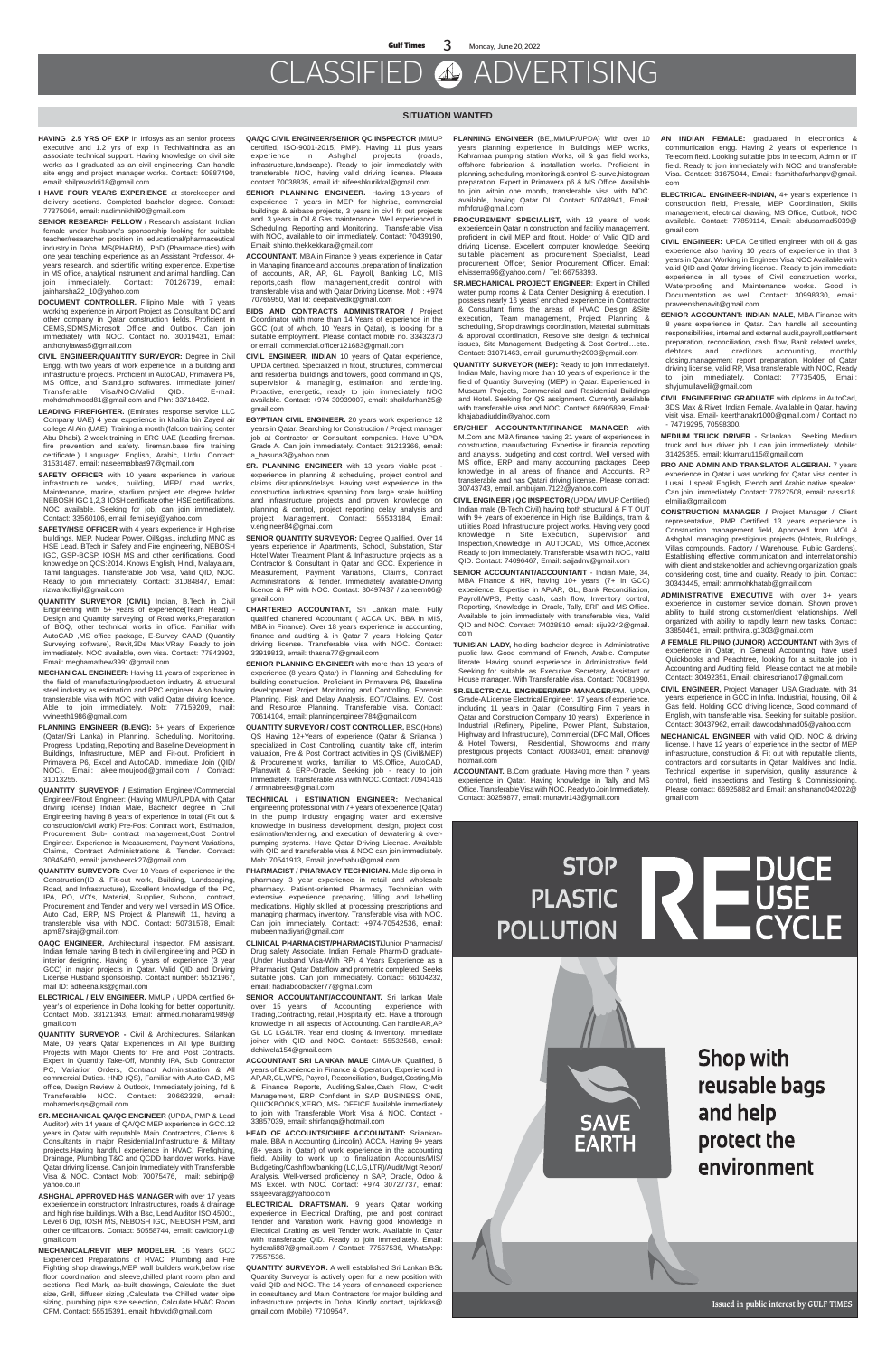# CLASSIFIED ADVERTISING

## SITUATION WANTED

**HAVING 2.5 YRS OF EXP** in Infosys as an senior process executive and 1.2 yrs of exp in TechMahindra as an associate technical support. Having knowledge on civil site works as I graduated as an civil engineering. Can handle site engg and project manager works. Contact: 50887490, email: shilpavaddi18@gmail.com

**I HAVE FOUR YEARS EXPERIENCE** at storekeeper and delivery sections. Completed bachelor degree. Contact: 77375084, email: nadimnikhil90@gmail.com

**SENIOR RESEARCH FELLOW** / Research assistant. Indian female under husband's sponsorship looking for suitable teacher/researcher position in educational/pharmaceutical industry in Doha. MS(PHARM), PhD (Pharmaceutics) with one year teaching experience as an Assistant Professor, 4+ years research, and scientific writing experience. Expertise in MS office, analytical instrument and animal handling. Can join immediately. Contact: 70126739, email: jainharsha22_10@yahoo.com

**DOCUMENT CONTROLLER.** Filipino Male with 7 years working experience in Airport Project as Consultant DC and other company in Qatar construction fields. Proficient in CEMS,SDMS,Microsoft Office and Outlook. Can join immediately with NOC. Contact no. 30019431, Email: anthonylawas5@gmail.com

**CIVIL ENGINEER/QUANTITY SURVEYOR:** Degree in Civil Engg. with two years of work experience in a building and infrastructure projects. Proficient in AutoCAD, Primavera P6, MS Office, and Stand.pro softwares. Immediate joiner/ Transferable Visa/NOC/Valid QID. E-mail: mohdmahmood81@gmail.com and Phn: 33718492.

**LEADING FIREFIGHTER.** (Emirates response service LLC Company UAE) 4 year experience in khalifa bin Zayed air college Al Ain (UAE). Training a month (falcon training center Abu Dhabi). 2 week training in ERC UAE (Leading fireman. fire prevention and safety. fireman.base fire training certificate.) Language: English, Arabic, Urdu. Contact: 31531487, email: naseemabbas97@gmail.com

**SAFETY OFFICER** with 10 years experience in various infrastructure works, building, MEP/ road works, Maintenance, marine, stadium project etc degree holder NEBOSH IGC 1,2,3 IOSH certificate other HSE certifications. NOC available. Seeking for job, can join immediately. Contact: 33560106, email: femi.seyi@yahoo.com

**SAFETY/HSE OFFICER** with 4 years experience in High-rise buildings, MEP, Nuclear Power, Oil&gas.. including MNC as HSE Lead. BTech in Safety and Fire engineering, NEBOSH IGC, GSP-BCSP, IOSH MS and other certifications. Good knowledge on QCS:2014. Knows English, Hindi, Malayalam, Tamil languages. Transferable Job Visa, Valid QID, NOC. Ready to join immediately. Contact: 31084847, Email: rizwankolliyil@gmail.com

**QUANTITY SURVEYOR (CIVIL)** Indian, B.Tech in Civil Engineering with 5+ years of experience(Team Head) - Design and Quantity surveying of Road works,Preparation of BOQ, other technical works in office. Familiar with AutoCAD ,MS office package, E-Survey CAAD (Quantity Surveying software), Revit,3Ds Max,VRay. Ready to join immediately. NOC available, own visa. Contact: 77843992, Email: meghamathew3991@gmail.com

**MECHANICAL ENGINEER:** Having 11 years of experience in the field of manufacturing/production industry & structural steel industry as estimation and PPC engineer. Also having transferable visa with NOC with valid Qatar driving licence. Able to join immediately. Mob: 77159209, mail: vvineeth1986@gmail.com

**PLANNING ENGINEER (B.ENG):** 6+ years of Experience (Qatar/Sri Lanka) in Planning, Scheduling, Monitoring, Progress Updating, Reporting and Baseline Development in Buildings, Infrastructure, MEP and Fit-out. Proficient in Primavera P6, Excel and AutoCAD. Immediate Join (QID/ NOC). Email: akeelmoujood@gmail.com / Contact: 31013255.

**QUANTITY SURVEYOR /** Estimation Engineer/Commercial Engineer/Fitout Engineer: (Having MMUP/UPDA with Qatar driving license) Indian Male, Bachelor degree in Civil Engineering having 8 years of experience in total (Fit out & construction/civil work) Pre-Post Contract work, Estimation, Procurement Sub- contract management,Cost Control Engineer. Experience in Measurement, Payment Variations, Claims, Contract Administrations & Tender. Contact: 30845450, email: jamsheerck27@gmail.com

**QUANTITY SURVEYOR:** Over 10 Years of experience in the Construction(ID & Fit-out work, Building, Landscaping, Road, and Infrastructure), Excellent knowledge of the IPC, IPA, PO, VO's, Material, Supplier, Subcon, contract, Procurement and Tender and very well versed in MS Office, Auto Cad, ERP, MS Project & Planswift 11, having a transferable visa with NOC. Contact: 50731578, Email: apm87siraj@gmail.com

**QAQC ENGINEER,** Architectural inspector, PM assistant, Indian female having B tech in civil engineering and PGD in interior designing. Having 6 years of experience (3 year GCC) in major projects in Qatar. Valid QID and Driving License Husband sponsorship. Contact number: 55121967, mail ID: adheena.ks@gmail.com

**ELECTRICAL / ELV ENGINEER**, MMUP / UPDA certified 6+ year's of experience in Doha looking for better opportunity. Contact Mob. 33121343, Email: ahmed.moharam1989@gmail.com

**QUANTITY SURVEYOR -** Civil & Architectures. Srilankan Male, 09 years Qatar Experiences in All type Building Projects with Major Clients for Pre and Post Contracts. Expert in Quantity Take-Off, Monthly IPA, Sub Contractor PC, Variation Orders, Contract Administration & All commercial Duties. HND (QS), Familiar with Auto CAD, MS office, Design Review & Outlook, Immediately joining, I'd & Transferable NOC. Contact: 30662328, email: mohamedslqs@gmail.com

**SR. MECHANICAL QA/QC ENGINEER** (UPDA, PMP & Lead Auditor) with 14 years of QA/QC MEP experience in GCC.12 years in Qatar with reputable Main Contractors, Clients & Consultants in major Residential,Infrastructure & Military projects.Having handful experience in HVAC, Firefighting, Drainage, Plumbing,T&C and QCDD handover works. Have Qatar driving license. Can join Immediately with Transferable Visa & NOC. Contact Mob: 70075476, mail: sebinjp@yahoo.co.in

**ASHGHAL APPROVED H&S MANAGER** with over 17 years experience in construction: Infrastructures, roads & drainage and high rise buildings. With a Bsc. Lead Auditor ISO 45001, Level 6 Dip, IOSH MS, NEBOSH IGC, NEBOSH PSM, and other certifications. Contact: 50558744, email: cavictory1@gmail.com

**MECHANICAL/REVIT MEP MODELER.** 16 Years GCC Experienced Preparations of HVAC, Plumbing and Fire Fighting shop drawings,MEP wall builders work,below rise floor coordination and sleeve,chilled plant room plan and sections, Red Mark, as-built drawings, Calculate the duct size, Grill, diffuser sizing ,Calculate the Chilled water pipe sizing, plumbing pipe size selection, Calculate HVAC Room CFM. Contact: 55515391, email: htbvkd@gmail.com

**QA/QC CIVIL ENGINEER/SENIOR QC INSPECTOR** (MMUP certified, ISO-9001-2015, PMP). Having 11 plus years experience in Ashghal projects (roads, infrastructure,landscape). Ready to join immediately with transferable NOC, having valid driving license. Please contact 70038835, email id: nifeeshkurikkal@gmail.com

**SENIOR PLANNING ENGINEER.** Having 13-years of experience. 7 years in MEP for highrise, commercial buildings & airbase projects, 3 years in civil fit out projects and 3 years in Oil & Gas maintenance. Well experienced in Scheduling, Reporting and Monitoring. Transferable Visa with NOC, available to join immediately. Contact: 70439190, Email: shinto.thekkekkara@gmail.com

**ACCOUNTANT.** MBA in Finance 9 years experience in Qatar in Managing finance and accounts ,preparation of finalization of accounts, AR, AP, GL, Payroll, Banking LC, MIS reports,cash flow management,credit control with transferable visa and with Qatar Driving License. Mob : +974 70765950, Mail id: deepakvedk@gmail.com

**BIDS AND CONTRACTS ADMINISTRATOR /** Project Coordinator with more than 14 Years of experience in the GCC (out of which, 10 Years in Qatar), is looking for a suitable employment. Please contact mobile no. 33432370 or email: commercial.officer121683@gmail.com

**CIVIL ENGINEER, INDIAN** 10 years of Qatar experience, UPDA certified. Specialized in Rcut, structures, commercial and residential buildings and towers, good command in QS, supervision & managing, estimation and tendering. Proactive, energetic, ready to join immediately. NOC available. Contact: +974 30939007, email: shaikfarhan25@gmail.com

**EGYPTIAN CIVIL ENGINEER.** 20 years work experience 12 years in Qatar. Searching for Construction / Project manager job at Contractor or Consultant companies. Have UPDA Grade A. Can join immediately. Contact: 31213366, email: a_hasuna3@yahoo.com

**SR. PLANNING ENGINEER** with 13 years viable post - experience in planning & scheduling, project control and claims disruptions/delays. Having vast experience in the construction industries spanning from large scale building and infrastructure projects and proven knowledge on planning & control, project reporting delay analysis and project Management. Contact: 55533184, Email: v.engineer84@gmail.com

**SENIOR QUANTITY SURVEYOR:** Degree Qualified, Over 14 years experience in Apartments, School, Substation, Star Hotel,Water Treatment Plant & Infrastructure projects as a Contractor & Consultant in Qatar and GCC. Experience in Measurement, Payment Variations, Claims, Contract Administrations & Tender. Immediately available-Driving licence & RP with NOC. Contact: 30497437 / zaneem06@gmail.com

**CHARTERED ACCOUNTANT,** Sri Lankan male. Fully qualified chartered Accountant ( ACCA UK, BBA in MIS, MBA in Finance). Over 18 years experience in accounting, finance and auditing & in Qatar 7 years. Holding Qatar driving license. Transferable visa with NOC. Contact: 33919813, email: thasna77@gmail.com

**SENIOR PLANNING ENGINEER** with more than 13 years of experience (8 years Qatar) in Planning and Scheduling for building construction. Proficient in Primavera P6, Baseline development Project Monitoring and Controlling, Forensic Planning, Risk and Delay Analysis, EOT/Claims, EV, Cost and Resource Planning. Transferable visa. Contact: 70614104, email: planningengineer784@gmail.com

**QUANTITY SURVEYOR / COST CONTROLLER,** BSC(Hons) QS Having 12+Years of experience (Qatar & Srilanka ) specialized in Cost Controlling, quantity take off, interim valuation, Pre & Post Contract activities in QS (Civil&MEP) & Procurement works, familiar to MS-Office, AutoCAD, Planswift & ERP-Oracle. Seeking job - ready to join Immediately. Transferable visa with NOC. Contact: 70941416 / armnabrees@gmail.com

**TECHNICAL / ESTIMATION ENGINEER:** Mechanical engineering professional with 7+ years of experience (Qatar) in the pump industry engaging water and extensive knowledge in business development, design, project cost estimation/tendering, and execution of dewatering & over-pumping systems. Have Qatar Driving License. Available with QID and transferable visa & NOC can join immediately. Mob: 70541913, Email: jozefbabu@gmail.com

**PHARMACIST / PHARMACY TECHNICIAN.** Male diploma in pharmacy 3 year experience in retail and wholesale pharmacy. Patient-oriented Pharmacy Technician with extensive experience preparing, filling and labelling medications. Highly skilled at processing prescriptions and managing pharmacy inventory. Transferable visa with NOC. Can join immediately. Contact: +974-70542536, email: mubeenmadiyari@gmail.com

**CLINICAL PHARMACIST/PHARMACIST/**Junior Pharmacist/ Drug safety Associate. Indian Female Pharm-D graduate- (Under Husband Visa-With RP) 4 Years Experience as a Pharmacist. Qatar Dataflow and prometric completed. Seeks suitable jobs. Can join immediately. Contact: 66104232, email: hadiaboobacker77@gmail.com

**SENIOR ACCOUNTANT/ACCOUNTANT.** Sri lankan Male over 15 years of Accounting experience with Trading,Contracting, retail ,Hospitality etc. Have a thorough knowledge in all aspects of Accounting. Can handle AR,AP GL LC LG&LTR. Year end closing & inventory. Immediate joiner with QID and NOC. Contact: 55532568, email: dehiwela154@gmail.com

**ACCOUNTANT SRI LANKAN MALE** CIMA-UK Qualified, 6 years of Experience in Finance & Operation, Experienced in AP,AR,GL,WPS, Payroll, Reconciliation, Budget,Costing,Mis & Finance Reports, Auditing,Sales,Cash Flow, Credit Management, ERP Confident in SAP BUSINESS ONE, QUICKBOOKS,XERO, MS- OFFICE.Available immediately to join with Transferable Work Visa & NOC. Contact - 33857039, email: shirfanqa@hotmail.com

**HEAD OF ACCOUNTS/CHIEF ACCOUNTANT:** Srilankan-male, BBA in Accounting (Lincoln), ACCA. Having 9+ years (8+ years in Qatar) of work experience in the accounting field. Ability to work up to finalization Accounts/MIS/ Budgeting/Cashflowbanking (LC,LG,LTR)/Audit/Mgt Report/ Analysis. Well-versed proficiency in SAP, Oracle, Odoo & MS Excel. with NOC. Contact: +974 30727737, email: ssajeevaraj@yahoo.com

**ELECTRICAL DRAFTSMAN.** 9 years Qatar working experience in Electrical Drafting, pre and post contract Tender and Variation work. Having good knowledge in Electrical Drafting as well Tender work. Available in Qatar with transferable QID. Ready to join immediately. Email: hyderali887@gmail.com / Contact: 77557536, WhatsApp: 77557536.

**QUANTITY SURVEYOR:** A well established Sri Lankan BSc Quantity Surveyor is actively open for a new position with valid QID and NOC. The 14 years of enhanced experience in consultancy and Main Contractors for major building and infrastructure projects in Doha. Kindly contact, tajrikkas@gmail.com (Mobile) 77109547.

**PLANNING ENGINEER** (BE,.MMUP/UPDA) With over 10 years planning experience in Buildings MEP works, Kahramaa pumping station Works, oil & gas field works, offshore fabrication & installation works. Proficient in planning, scheduling, monitoring & control, S-curve, histogram preparation. Expert in Primavera p6 & MS Office. Available to join within one month, transferable visa with NOC. available, having Qatar DL. Contact: 50748941, Email: mfhforu@gmail.com

**PROCUREMENT SPECIALIST,** with 13 years of work experience in Qatar in construction and facility management. proficient in civil MEP and fitout. Holder of Valid QID and driving License. Excellent computer knowledge. Seeking suitable placement as procurement Specialist, Lead procurement Officer, Senior Procurement Officer. Email: elvissema96@yahoo.com / Tel: 66758393.

**SR.MECHANICAL PROJECT ENGINEER**: Expert in Chilled water pump rooms & Data Center Designing & execution. I possess nearly 16 years' enriched experience in Contractor & Consultant firms the areas of HVAC Design &Site execution, Team management, Project Planning & scheduling, Shop drawings coordination, Material submittals & approval coordination, Resolve site design & technical issues, Site Management, Budgeting & Cost Control…etc.. Contact: 31071463, email: gurumurthy2003@gmail.com

**QUANTITY SURVEYOR (MEP):** Ready to join immediately!!. Indian Male, having more than 10 years of experience in the field of Quantity Surveying (MEP) in Qatar. Experienced in Museum Projects, Commercial and Residential Buildings and Hotel. Seeking for QS assignment. Currently available with transferable visa and NOC. Contact: 66905899, Email: khajabaduddin@yahoo.com

**SR/CHIEF ACCOUNTANT/FINANCE MANAGER** with M.Com and MBA finance having 21 years of experiences in construction, manufacturing. Expertise in financial reporting and analysis, budgeting and cost control. Well versed with MS office, ERP and many accounting packages. Deep knowledge in all areas of finance and Accounts. RP transferable and has Qatari driving license. Please contact: 30743743, email. ambujam.7122@yahoo.com

**CIVIL ENGINEER / QC INSPECTOR** (UPDA/ MMUP Certified) Indian male (B-Tech Civil) having both structural & FIT OUT with 9+ years of experience in High rise Buildings, tram & utilities Road Infrastructure project works. Having very good knowledge in Site Execution, Supervision and Inspection,Knowledge in AUTOCAD, MS Office,Aconex Ready to join immediately. Transferable visa with NOC, valid QID. Contact: 74096467, Email: sajjadnv@gmail.com

**SENIOR ACCOUNTANT/ACCOUNTANT** - Indian Male, 34, MBA Finance & HR, having 10+ years (7+ in GCC) experience. Expertise in AP/AR, GL, Bank Reconciliation, Payroll/WPS, Petty cash, cash flow, Inventory control, Reporting, Knowledge in Oracle, Tally, ERP and MS Office. Available to join immediately with transferable visa, valid QID and NOC. Contact: 74028810, email: siju9242@gmail.com

**TUNISIAN LADY,** holding bachelor degree in Administrative public law. Good command of French, Arabic. Computer literate. Having sound experience in Administrative field. Seeking for suitable as Executive Secretary, Assistant or House manager. With Transferable visa. Contact: 70081990.

**SR.ELECTRICAL ENGINEER/MEP MANAGER**/PM. UPDA Grade-A License Electrical Engineer. 17 years of experience, including 11 years in Qatar (Consulting Firm 7 years in Qatar and Construction Company 10 years). Experience in Industrial (Refinery, Power Plant, Substation, Highway and Infrastructure), Commercial (DFC Mall, Offices & Hotel Towers), Residential, Showrooms and many prestigious projects. Contact: 70083401, email: cihanov@hotmail.com

**ACCOUNTANT.** B.Com graduate. Having more than 7 years experience in Qatar. Having knowledge in Tally and MS Office. Transferable Visa with NOC. Ready to Join Immediately. Contact: 30259877, email: munavir143@gmail.com

**AN INDIAN FEMALE:** graduated in electronics & communication engg. Having 2 years of experience in Telecom field. Looking suitable jobs in telecom, Admin or IT field. Ready to join immediately with NOC and transferable Visa. Contact: 31675044, Email: fasmithafarhanpv@gmail.com

**ELECTRICAL ENGINEER-INDIAN,** 4+ year's experience in construction field, Presale, MEP Coordination, Skills management, electrical drawing, MS Office, Outlook, NOC available. Contact: 77859114, Email: abdusamad5039@gmail.com

**CIVIL ENGINEER:** UPDA Certified engineer with oil & gas experience also having 10 years of experience in that 8 years in Qatar. Working in Engineer Visa NOC Available with valid QID and Qatar driving license. Ready to join immediate experience in all types of Civil construction works, Waterproofing and Maintenance works. Good in Documentation as well. Contact: 30998330, email: praveenshenavit@gmail.com

**SENIOR ACCOUNTANT: INDIAN MALE**, MBA Finance with 8 years experience in Qatar. Can handle all accounting responsibilities, internal and external audit,payroll,settlement preparation, reconciliation, cash flow, Bank related works, debtors and creditors accounting, monthly closing,management report preparation. Holder of Qatar driving license, valid RP, Visa transferable with NOC, Ready to join immediately. Contact: 77735405, Email: shyjumullavelil@gmail.com

**CIVIL ENGINEERING GRADUATE** with diploma in AutoCad, 3DS Max & Rivet. Indian Female. Available in Qatar, having visit visa. Email- keerthanakr1000@gmail.com / Contact no - 74719295, 70598300.

**MEDIUM TRUCK DRIVER** - Srilankan. Seeking Medium truck and bus driver job. I can join immediately. Mobile: 31425355, email: kkumaru115@gmail.com

**PRO AND ADMIN AND TRANSLATOR ALGERIAN.** 7 years experience in Qatar i was working for Qatar visa center in Lusail. I speak English, French and Arabic native speaker. Can join immediately. Contact: 77627508, email: nassir18.elmilia@gmail.com

**CONSTRUCTION MANAGER /** Project Manager / Client representative, PMP Certified 13 years experience in Construction management field, Approved from MOI & Ashghal. managing prestigious projects (Hotels, Buildings, Villas compounds, Factory / Warehouse, Public Gardens). Establishing effective communication and interrelationship with client and stakeholder and achieving organization goals considering cost, time and quality. Ready to join. Contact: 30343445, email: amrmohkhatab@gmail.com

**ADMINISTRATIVE EXECUTIVE** with over 3+ years experience in customer service domain. Shown proven ability to build strong customer/client relationships. Well organized with ability to rapidly learn new tasks. Contact: 33850461, email: prithviraj.g1303@gmail.com

**A FEMALE FILIPINO (JUNIOR) ACCOUNTANT** with 3yrs of experience in Qatar, in General Accounting, have used Quickbooks and Peachtree, looking for a suitable job in Accounting and Auditing field. Please contact me at mobile Contact: 30492351, Email: clairesoriano17@gmail.com

**CIVIL ENGINEER,** Project Manager, USA Graduate, with 34 years' experience in GCC in Infra. Industrial, housing, Oil & Gas field. Holding GCC driving licence, Good command of English, with transferable visa. Seeking for suitable position. Contact: 30437962, email: dawoodahmad05@yahoo.com

**MECHANICAL ENGINEER** with valid QID, NOC & driving license. I have 12 years of experience in the sector of MEP infrastructure, construction & Fit out with reputable clients, contractors and consultants in Qatar, Maldives and India. Technical expertise in supervision, quality assurance & control, field inspections and Testing & Commissioning. Please contact: 66925882 and Email: anishanand042022@gmail.com

STOP PLASTIC POLLUTION

REDUCE REUSE RECYCLE

SAVE EARTH

Shop with reusable bags and help protect the environment

Issued in public interest by GULF TIMES